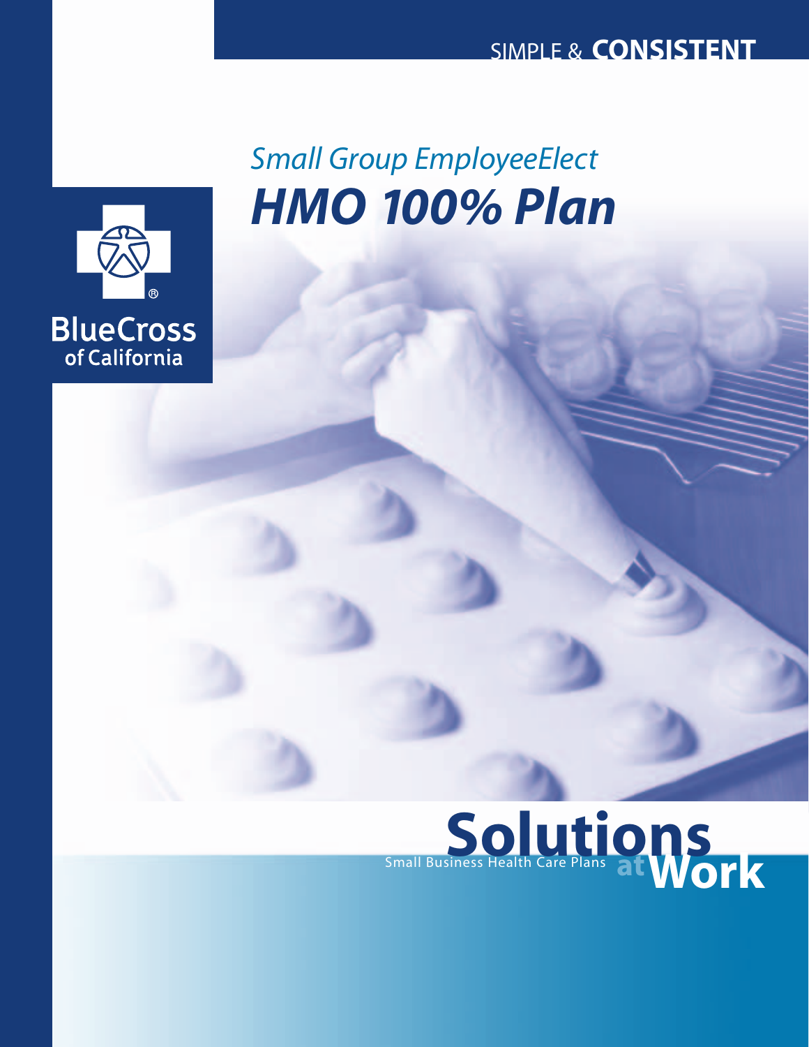SIMPLE & **CONSISTENT**

*Small Group EmployeeElect*

# *HMO 100% Plan*

BlueCross of California

**Solutions at Work**

Small Business Health Care Plans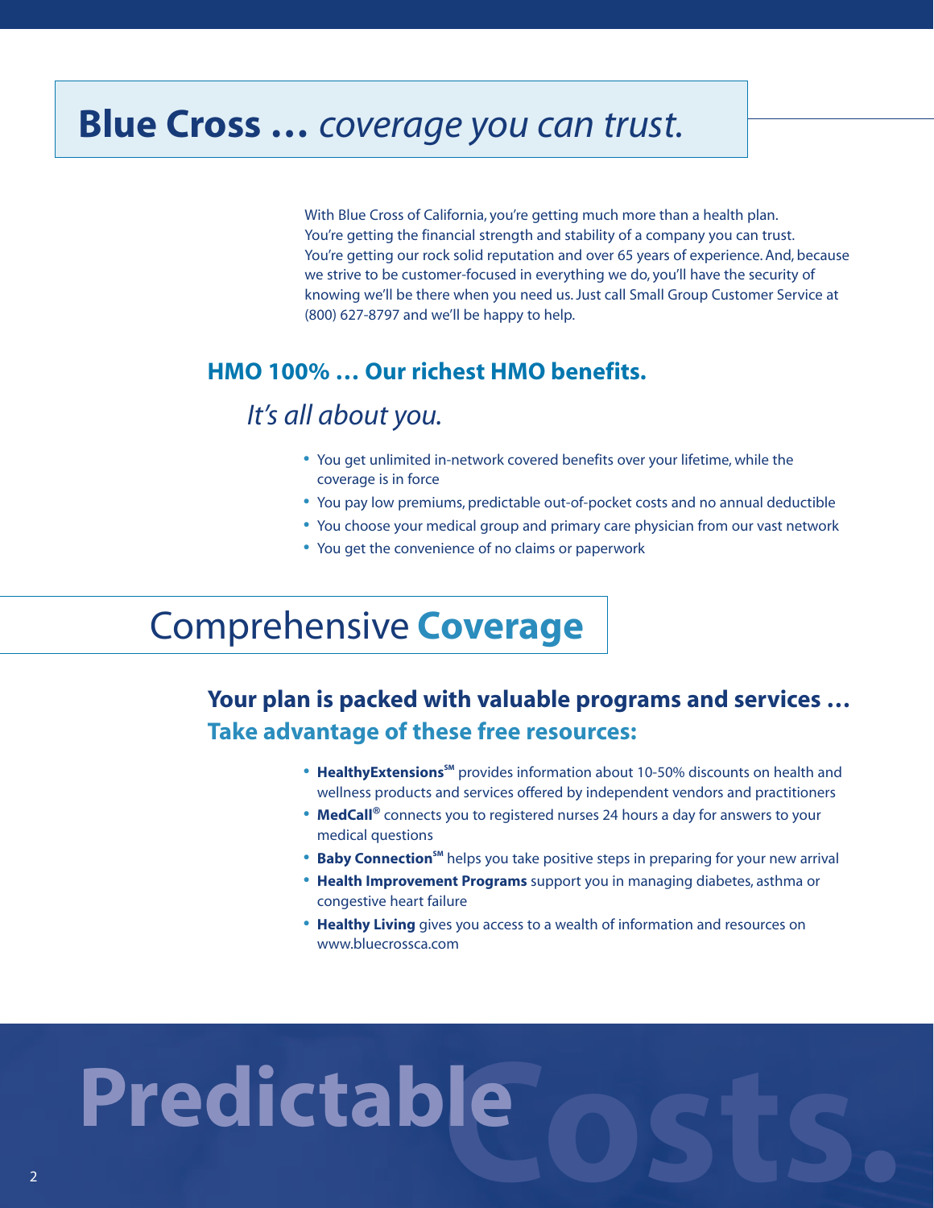# Blue Cross … *coverage you can trust.*

With Blue Cross of California, you're getting much more than a health plan. You're getting the financial strength and stability of a company you can trust. You're getting our rock solid reputation and over 65 years of experience. And, because we strive to be customer-focused in everything we do, you'll have the security of knowing we'll be there when you need us. Just call Small Group Customer Service at (800) 627-8797 and we'll be happy to help.

## HMO 100% … Our richest HMO benefits.

*It's all about you.*

- You get unlimited in-network covered benefits over your lifetime, while the coverage is in force
- You pay low premiums, predictable out-of-pocket costs and no annual deductible
- You choose your medical group and primary care physician from our vast network
- You get the convenience of no claims or paperwork

# Comprehensive **Coverage**

## Your plan is packed with valuable programs and services …

### Take advantage of these free resources:

- **HealthyExtensions℠** provides information about 10-50% discounts on health and wellness products and services offered by independent vendors and practitioners
- **MedCall®** connects you to registered nurses 24 hours a day for answers to your medical questions
- **Baby Connection℠** helps you take positive steps in preparing for your new arrival
- **Health Improvement Programs** support you in managing diabetes, asthma or congestive heart failure
- **Healthy Living** gives you access to a wealth of information and resources on www.bluecrossca.com

**Predictable Costs.**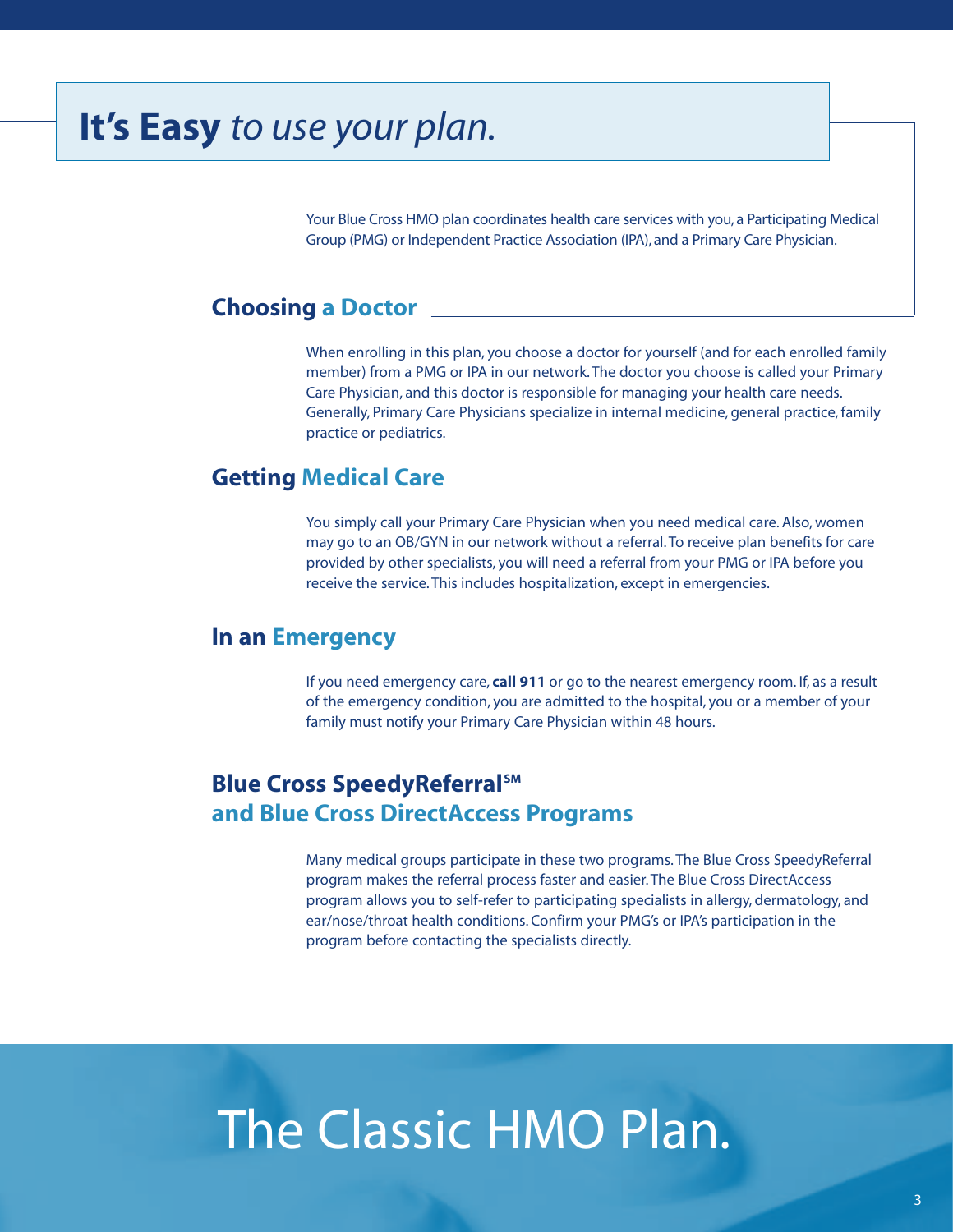# **It's Easy** *to use your plan.*

Your Blue Cross HMO plan coordinates health care services with you, a Participating Medical Group (PMG) or Independent Practice Association (IPA), and a Primary Care Physician.

## Choosing a Doctor

When enrolling in this plan, you choose a doctor for yourself (and for each enrolled family member) from a PMG or IPA in our network. The doctor you choose is called your Primary Care Physician, and this doctor is responsible for managing your health care needs. Generally, Primary Care Physicians specialize in internal medicine, general practice, family practice or pediatrics.

## Getting Medical Care

You simply call your Primary Care Physician when you need medical care. Also, women may go to an OB/GYN in our network without a referral. To receive plan benefits for care provided by other specialists, you will need a referral from your PMG or IPA before you receive the service. This includes hospitalization, except in emergencies.

## In an Emergency

If you need emergency care, **call 911** or go to the nearest emergency room. If, as a result of the emergency condition, you are admitted to the hospital, you or a member of your family must notify your Primary Care Physician within 48 hours.

## Blue Cross SpeedyReferral℠ and Blue Cross DirectAccess Programs

Many medical groups participate in these two programs. The Blue Cross SpeedyReferral program makes the referral process faster and easier. The Blue Cross DirectAccess program allows you to self-refer to participating specialists in allergy, dermatology, and ear/nose/throat health conditions. Confirm your PMG's or IPA's participation in the program before contacting the specialists directly.

# The Classic HMO Plan.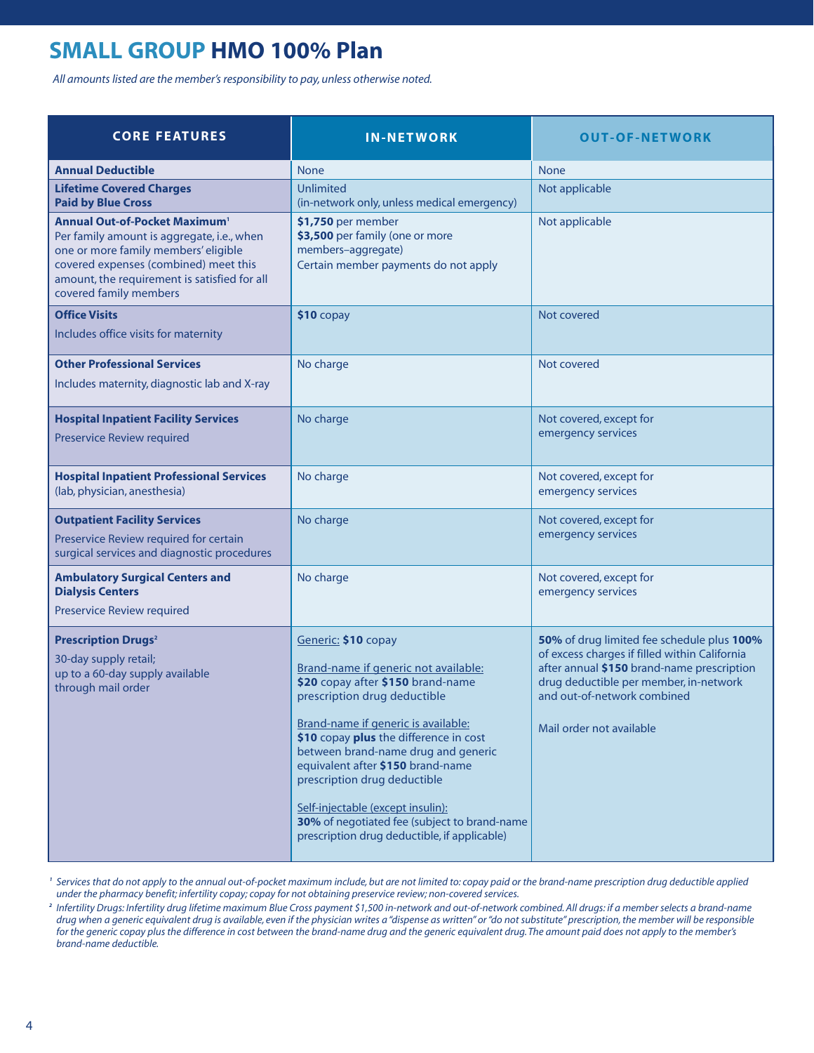# SMALL GROUP HMO 100% Plan

*All amounts listed are the member's responsibility to pay, unless otherwise noted.*

| CORE FEATURES | IN-NETWORK | OUT-OF-NETWORK |
|---|---|---|
| **Annual Deductible** | None | None |
| **Lifetime Covered Charges Paid by Blue Cross** | Unlimited (in-network only, unless medical emergency) | Not applicable |
| **Annual Out-of-Pocket Maximum**[1] Per family amount is aggregate, i.e., when one or more family members' eligible covered expenses (combined) meet this amount, the requirement is satisfied for all covered family members | **$1,750** per member<br>**$3,500** per family (one or more members–aggregate)<br>Certain member payments do not apply | Not applicable |
| **Office Visits**<br>Includes office visits for maternity | **$10** copay | Not covered |
| **Other Professional Services**<br>Includes maternity, diagnostic lab and X-ray | No charge | Not covered |
| **Hospital Inpatient Facility Services**<br>Preservice Review required | No charge | Not covered, except for emergency services |
| **Hospital Inpatient Professional Services** (lab, physician, anesthesia) | No charge | Not covered, except for emergency services |
| **Outpatient Facility Services**<br>Preservice Review required for certain surgical services and diagnostic procedures | No charge | Not covered, except for emergency services |
| **Ambulatory Surgical Centers and Dialysis Centers**<br>Preservice Review required | No charge | Not covered, except for emergency services |
| **Prescription Drugs**[2]<br>30-day supply retail; up to a 60-day supply available through mail order | Generic: **$10** copay<br><br>Brand-name if generic not available: **$20** copay after **$150** brand-name prescription drug deductible<br><br>Brand-name if generic is available: **$10** copay **plus** the difference in cost between brand-name drug and generic equivalent after **$150** brand-name prescription drug deductible<br><br>Self-injectable (except insulin): **30%** of negotiated fee (subject to brand-name prescription drug deductible, if applicable) | **50%** of drug limited fee schedule plus **100%** of excess charges if filled within California after annual **$150** brand-name prescription drug deductible per member, in-network and out-of-network combined<br><br>Mail order not available |

*[1] Services that do not apply to the annual out-of-pocket maximum include, but are not limited to: copay paid or the brand-name prescription drug deductible applied under the pharmacy benefit; infertility copay; copay for not obtaining preservice review; non-covered services.*

*[2] Infertility Drugs: Infertility drug lifetime maximum Blue Cross payment $1,500 in-network and out-of-network combined. All drugs: if a member selects a brand-name drug when a generic equivalent drug is available, even if the physician writes a "dispense as written" or "do not substitute" prescription, the member will be responsible for the generic copay plus the difference in cost between the brand-name drug and the generic equivalent drug. The amount paid does not apply to the member's brand-name deductible.*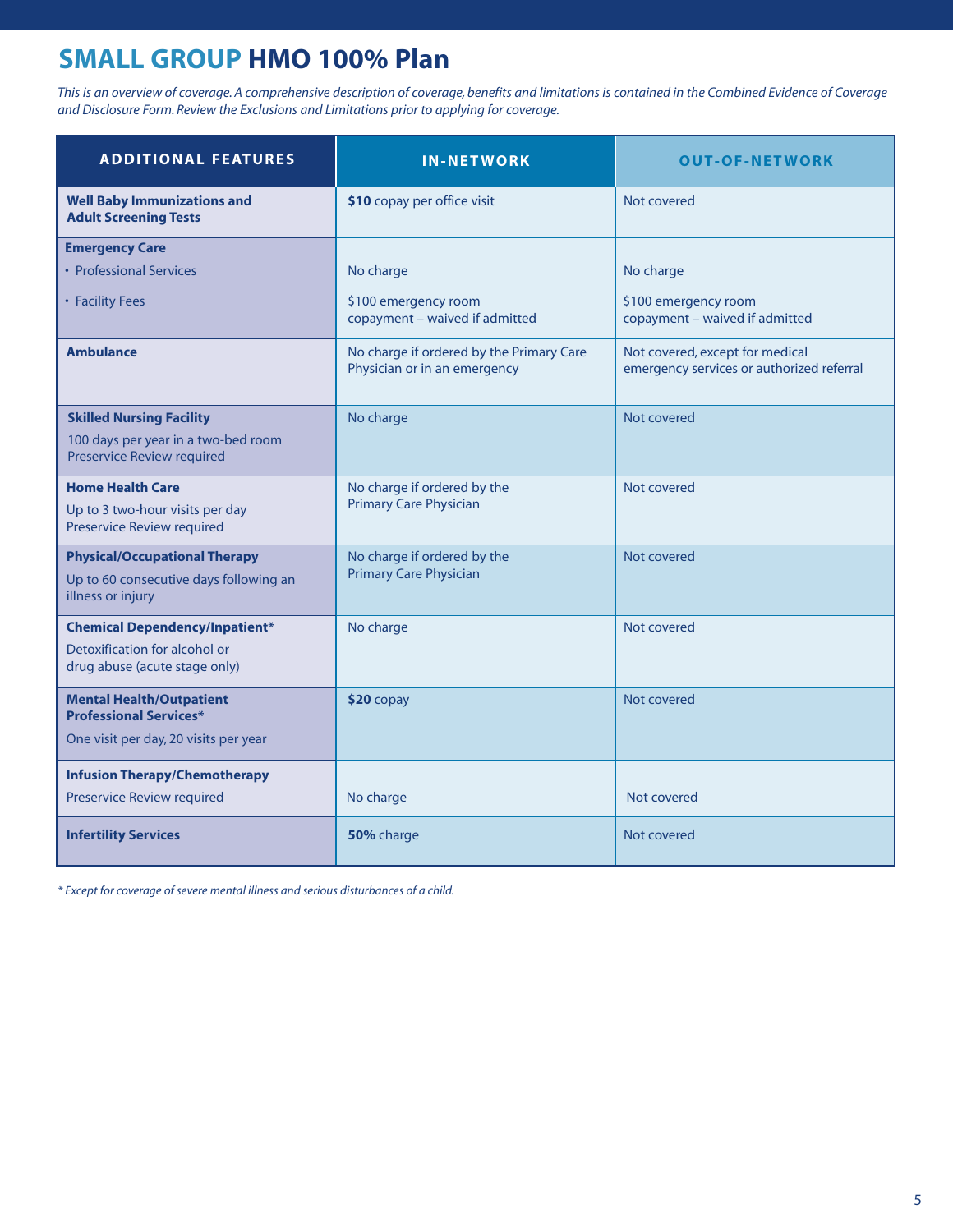# SMALL GROUP HMO 100% Plan

*This is an overview of coverage. A comprehensive description of coverage, benefits and limitations is contained in the Combined Evidence of Coverage and Disclosure Form. Review the Exclusions and Limitations prior to applying for coverage.*

| ADDITIONAL FEATURES | IN-NETWORK | OUT-OF-NETWORK |
|---|---|---|
| **Well Baby Immunizations and Adult Screening Tests** | **$10** copay per office visit | Not covered |
| **Emergency Care** | | |
| • Professional Services | No charge | No charge |
| • Facility Fees | $100 emergency room copayment – waived if admitted | $100 emergency room copayment – waived if admitted |
| **Ambulance** | No charge if ordered by the Primary Care Physician or in an emergency | Not covered, except for medical emergency services or authorized referral |
| **Skilled Nursing Facility** 100 days per year in a two-bed room Preservice Review required | No charge | Not covered |
| **Home Health Care** Up to 3 two-hour visits per day Preservice Review required | No charge if ordered by the Primary Care Physician | Not covered |
| **Physical/Occupational Therapy** Up to 60 consecutive days following an illness or injury | No charge if ordered by the Primary Care Physician | Not covered |
| **Chemical Dependency/Inpatient*** Detoxification for alcohol or drug abuse (acute stage only) | No charge | Not covered |
| **Mental Health/Outpatient Professional Services*** One visit per day, 20 visits per year | **$20** copay | Not covered |
| **Infusion Therapy/Chemotherapy** Preservice Review required | No charge | Not covered |
| **Infertility Services** | **50%** charge | Not covered |

*\* Except for coverage of severe mental illness and serious disturbances of a child.*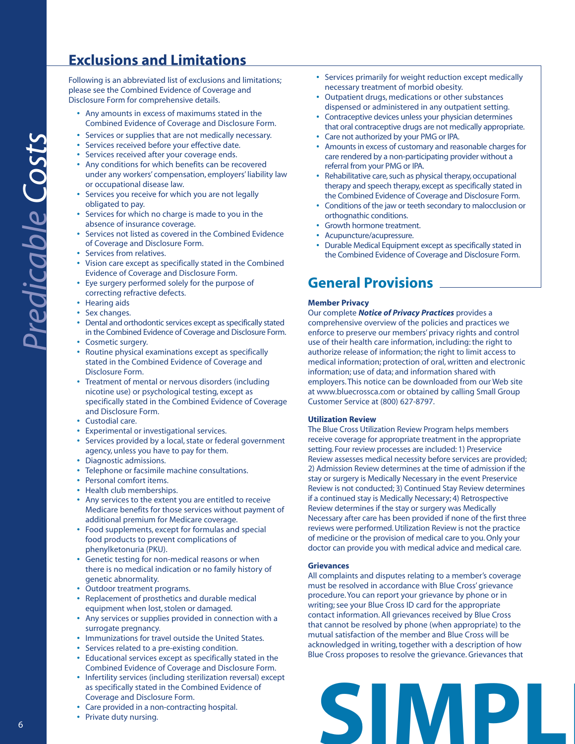## Exclusions and Limitations

Following is an abbreviated list of exclusions and limitations; please see the Combined Evidence of Coverage and Disclosure Form for comprehensive details.

- Any amounts in excess of maximums stated in the Combined Evidence of Coverage and Disclosure Form.
- Services or supplies that are not medically necessary.
- Services received before your effective date.
- Services received after your coverage ends.
- Any conditions for which benefits can be recovered under any workers' compensation, employers' liability law or occupational disease law.
- Services you receive for which you are not legally obligated to pay.
- Services for which no charge is made to you in the absence of insurance coverage.
- Services not listed as covered in the Combined Evidence of Coverage and Disclosure Form.
- Services from relatives.
- Vision care except as specifically stated in the Combined Evidence of Coverage and Disclosure Form.
- Eye surgery performed solely for the purpose of correcting refractive defects.
- Hearing aids
- Sex changes.
- Dental and orthodontic services except as specifically stated in the Combined Evidence of Coverage and Disclosure Form.
- Cosmetic surgery.
- Routine physical examinations except as specifically stated in the Combined Evidence of Coverage and Disclosure Form.
- Treatment of mental or nervous disorders (including nicotine use) or psychological testing, except as specifically stated in the Combined Evidence of Coverage and Disclosure Form.
- Custodial care.
- Experimental or investigational services.
- Services provided by a local, state or federal government agency, unless you have to pay for them.
- Diagnostic admissions.
- Telephone or facsimile machine consultations.
- Personal comfort items.
- Health club memberships.
- Any services to the extent you are entitled to receive Medicare benefits for those services without payment of additional premium for Medicare coverage.
- Food supplements, except for formulas and special food products to prevent complications of phenylketonuria (PKU).
- Genetic testing for non-medical reasons or when there is no medical indication or no family history of genetic abnormality.
- Outdoor treatment programs.
- Replacement of prosthetics and durable medical equipment when lost, stolen or damaged.
- Any services or supplies provided in connection with a surrogate pregnancy.
- Immunizations for travel outside the United States.
- Services related to a pre-existing condition.
- Educational services except as specifically stated in the Combined Evidence of Coverage and Disclosure Form.
- Infertility services (including sterilization reversal) except as specifically stated in the Combined Evidence of Coverage and Disclosure Form.
- Care provided in a non-contracting hospital.
- Private duty nursing.
- Services primarily for weight reduction except medically necessary treatment of morbid obesity.
- Outpatient drugs, medications or other substances dispensed or administered in any outpatient setting.
- Contraceptive devices unless your physician determines that oral contraceptive drugs are not medically appropriate.
- Care not authorized by your PMG or IPA.
- Amounts in excess of customary and reasonable charges for care rendered by a non-participating provider without a referral from your PMG or IPA.
- Rehabilitative care, such as physical therapy, occupational therapy and speech therapy, except as specifically stated in the Combined Evidence of Coverage and Disclosure Form.
- Conditions of the jaw or teeth secondary to malocclusion or orthognathic conditions.
- Growth hormone treatment.
- Acupuncture/acupressure.
- Durable Medical Equipment except as specifically stated in the Combined Evidence of Coverage and Disclosure Form.

## General Provisions

### Member Privacy

Our complete ***Notice of Privacy Practices*** provides a comprehensive overview of the policies and practices we enforce to preserve our members' privacy rights and control use of their health care information, including: the right to authorize release of information; the right to limit access to medical information; protection of oral, written and electronic information; use of data; and information shared with employers. This notice can be downloaded from our Web site at www.bluecrossca.com or obtained by calling Small Group Customer Service at (800) 627-8797.

### Utilization Review

The Blue Cross Utilization Review Program helps members receive coverage for appropriate treatment in the appropriate setting. Four review processes are included: 1) Preservice Review assesses medical necessity before services are provided; 2) Admission Review determines at the time of admission if the stay or surgery is Medically Necessary in the event Preservice Review is not conducted; 3) Continued Stay Review determines if a continued stay is Medically Necessary; 4) Retrospective Review determines if the stay or surgery was Medically Necessary after care has been provided if none of the first three reviews were performed. Utilization Review is not the practice of medicine or the provision of medical care to you. Only your doctor can provide you with medical advice and medical care.

### Grievances

All complaints and disputes relating to a member's coverage must be resolved in accordance with Blue Cross' grievance procedure. You can report your grievance by phone or in writing; see your Blue Cross ID card for the appropriate contact information. All grievances received by Blue Cross that cannot be resolved by phone (when appropriate) to the mutual satisfaction of the member and Blue Cross will be acknowledged in writing, together with a description of how Blue Cross proposes to resolve the grievance. Grievances that

SIMPL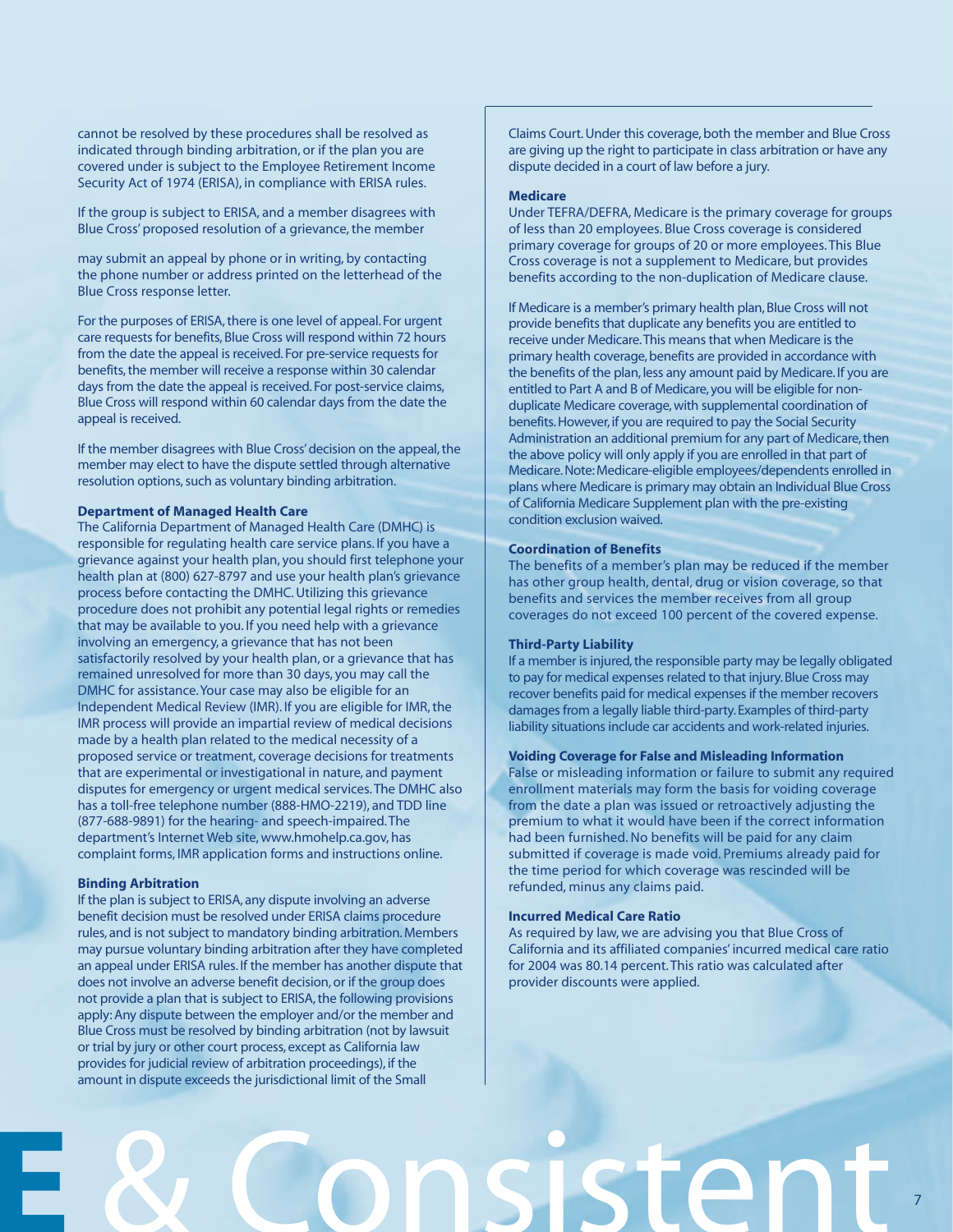cannot be resolved by these procedures shall be resolved as indicated through binding arbitration, or if the plan you are covered under is subject to the Employee Retirement Income Security Act of 1974 (ERISA), in compliance with ERISA rules.

If the group is subject to ERISA, and a member disagrees with Blue Cross' proposed resolution of a grievance, the member

may submit an appeal by phone or in writing, by contacting the phone number or address printed on the letterhead of the Blue Cross response letter.

For the purposes of ERISA, there is one level of appeal. For urgent care requests for benefits, Blue Cross will respond within 72 hours from the date the appeal is received. For pre-service requests for benefits, the member will receive a response within 30 calendar days from the date the appeal is received. For post-service claims, Blue Cross will respond within 60 calendar days from the date the appeal is received.

If the member disagrees with Blue Cross' decision on the appeal, the member may elect to have the dispute settled through alternative resolution options, such as voluntary binding arbitration.

**Department of Managed Health Care**
The California Department of Managed Health Care (DMHC) is responsible for regulating health care service plans. If you have a grievance against your health plan, you should first telephone your health plan at (800) 627-8797 and use your health plan's grievance process before contacting the DMHC. Utilizing this grievance procedure does not prohibit any potential legal rights or remedies that may be available to you. If you need help with a grievance involving an emergency, a grievance that has not been satisfactorily resolved by your health plan, or a grievance that has remained unresolved for more than 30 days, you may call the DMHC for assistance. Your case may also be eligible for an Independent Medical Review (IMR). If you are eligible for IMR, the IMR process will provide an impartial review of medical decisions made by a health plan related to the medical necessity of a proposed service or treatment, coverage decisions for treatments that are experimental or investigational in nature, and payment disputes for emergency or urgent medical services. The DMHC also has a toll-free telephone number (888-HMO-2219), and TDD line (877-688-9891) for the hearing- and speech-impaired. The department's Internet Web site, www.hmohelp.ca.gov, has complaint forms, IMR application forms and instructions online.

**Binding Arbitration**
If the plan is subject to ERISA, any dispute involving an adverse benefit decision must be resolved under ERISA claims procedure rules, and is not subject to mandatory binding arbitration. Members may pursue voluntary binding arbitration after they have completed an appeal under ERISA rules. If the member has another dispute that does not involve an adverse benefit decision, or if the group does not provide a plan that is subject to ERISA, the following provisions apply: Any dispute between the employer and/or the member and Blue Cross must be resolved by binding arbitration (not by lawsuit or trial by jury or other court process, except as California law provides for judicial review of arbitration proceedings), if the amount in dispute exceeds the jurisdictional limit of the Small Claims Court. Under this coverage, both the member and Blue Cross are giving up the right to participate in class arbitration or have any dispute decided in a court of law before a jury.

**Medicare**
Under TEFRA/DEFRA, Medicare is the primary coverage for groups of less than 20 employees. Blue Cross coverage is considered primary coverage for groups of 20 or more employees. This Blue Cross coverage is not a supplement to Medicare, but provides benefits according to the non-duplication of Medicare clause.

If Medicare is a member's primary health plan, Blue Cross will not provide benefits that duplicate any benefits you are entitled to receive under Medicare. This means that when Medicare is the primary health coverage, benefits are provided in accordance with the benefits of the plan, less any amount paid by Medicare. If you are entitled to Part A and B of Medicare, you will be eligible for non-duplicate Medicare coverage, with supplemental coordination of benefits. However, if you are required to pay the Social Security Administration an additional premium for any part of Medicare, then the above policy will only apply if you are enrolled in that part of Medicare. Note: Medicare-eligible employees/dependents enrolled in plans where Medicare is primary may obtain an Individual Blue Cross of California Medicare Supplement plan with the pre-existing condition exclusion waived.

**Coordination of Benefits**
The benefits of a member's plan may be reduced if the member has other group health, dental, drug or vision coverage, so that benefits and services the member receives from all group coverages do not exceed 100 percent of the covered expense.

**Third-Party Liability**
If a member is injured, the responsible party may be legally obligated to pay for medical expenses related to that injury. Blue Cross may recover benefits paid for medical expenses if the member recovers damages from a legally liable third-party. Examples of third-party liability situations include car accidents and work-related injuries.

**Voiding Coverage for False and Misleading Information**
False or misleading information or failure to submit any required enrollment materials may form the basis for voiding coverage from the date a plan was issued or retroactively adjusting the premium to what it would have been if the correct information had been furnished. No benefits will be paid for any claim submitted if coverage is made void. Premiums already paid for the time period for which coverage was rescinded will be refunded, minus any claims paid.

**Incurred Medical Care Ratio**
As required by law, we are advising you that Blue Cross of California and its affiliated companies' incurred medical care ratio for 2004 was 80.14 percent. This ratio was calculated after provider discounts were applied.

E & Consistent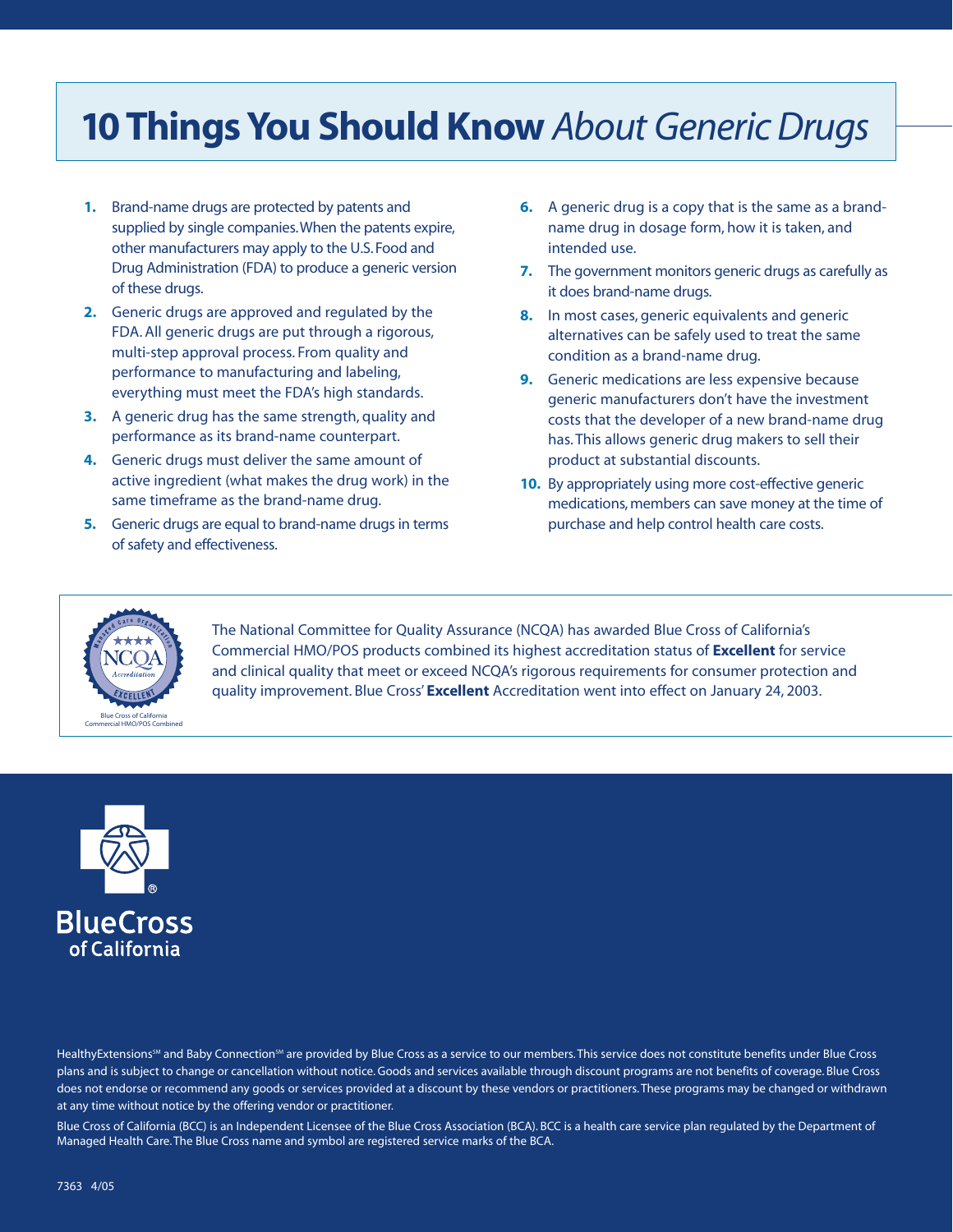# 10 Things You Should Know *About Generic Drugs*

1. Brand-name drugs are protected by patents and supplied by single companies. When the patents expire, other manufacturers may apply to the U.S. Food and Drug Administration (FDA) to produce a generic version of these drugs.
2. Generic drugs are approved and regulated by the FDA. All generic drugs are put through a rigorous, multi-step approval process. From quality and performance to manufacturing and labeling, everything must meet the FDA's high standards.
3. A generic drug has the same strength, quality and performance as its brand-name counterpart.
4. Generic drugs must deliver the same amount of active ingredient (what makes the drug work) in the same timeframe as the brand-name drug.
5. Generic drugs are equal to brand-name drugs in terms of safety and effectiveness.
6. A generic drug is a copy that is the same as a brand-name drug in dosage form, how it is taken, and intended use.
7. The government monitors generic drugs as carefully as it does brand-name drugs.
8. In most cases, generic equivalents and generic alternatives can be safely used to treat the same condition as a brand-name drug.
9. Generic medications are less expensive because generic manufacturers don't have the investment costs that the developer of a new brand-name drug has. This allows generic drug makers to sell their product at substantial discounts.
10. By appropriately using more cost-effective generic medications, members can save money at the time of purchase and help control health care costs.

Managed Care Organization NCQA Accreditation EXCELLENT

Blue Cross of California Commercial HMO/POS Combined

The National Committee for Quality Assurance (NCQA) has awarded Blue Cross of California's Commercial HMO/POS products combined its highest accreditation status of **Excellent** for service and clinical quality that meet or exceed NCQA's rigorous requirements for consumer protection and quality improvement. Blue Cross' **Excellent** Accreditation went into effect on January 24, 2003.

BlueCross of California

HealthyExtensions℠ and Baby Connection℠ are provided by Blue Cross as a service to our members. This service does not constitute benefits under Blue Cross plans and is subject to change or cancellation without notice. Goods and services available through discount programs are not benefits of coverage. Blue Cross does not endorse or recommend any goods or services provided at a discount by these vendors or practitioners. These programs may be changed or withdrawn at any time without notice by the offering vendor or practitioner.

Blue Cross of California (BCC) is an Independent Licensee of the Blue Cross Association (BCA). BCC is a health care service plan regulated by the Department of Managed Health Care. The Blue Cross name and symbol are registered service marks of the BCA.

7363 4/05